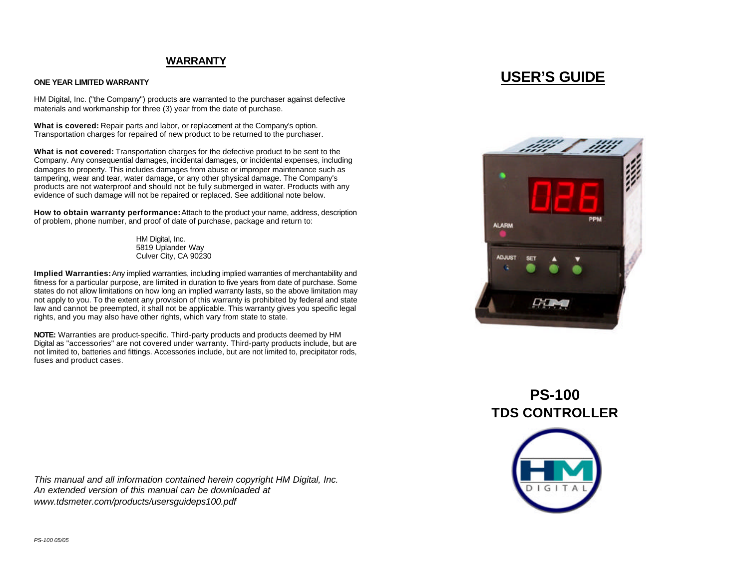## WARRANTY

**ONE YEAR LIMITED WARRANTY**

HM Digital, Inc. ("the Company") products are warranted to the purchaser against defective materials and workmanship for three (3) year from the date of purchase.

**What is covered:** Repair parts and labor, or replacement at the Company's option. Transportation charges for repaired of new product to be returned to the purchaser.

**What is not covered:** Transportation charges for the defective product to be sent to the Company. Any consequential damages, incidental damages, or incidental expenses, including damages to property. This includes damages from abuse or improper maintenance such as tampering, wear and tear, water damage, or any other physical damage. The Company's products are not waterproof and should not be fully submerged in water. Products with any evidence of such damage will not be repaired or replaced. See additional note below.

**How to obtain warranty performance:** Attach to the product your name, address, description of problem, phone number, and proof of date of purchase, package and return to:

HM Digital, Inc.
5819 Uplander Way
Culver City, CA 90230

**Implied Warranties:** Any implied warranties, including implied warranties of merchantability and fitness for a particular purpose, are limited in duration to five years from date of purchase. Some states do not allow limitations on how long an implied warranty lasts, so the above limitation may not apply to you. To the extent any provision of this warranty is prohibited by federal and state law and cannot be preempted, it shall not be applicable. This warranty gives you specific legal rights, and you may also have other rights, which vary from state to state.

**NOTE:** Warranties are product-specific. Third-party products and products deemed by HM Digital as "accessories" are not covered under warranty. Third-party products include, but are not limited to, batteries and fittings. Accessories include, but are not limited to, precipitator rods, fuses and product cases.

*This manual and all information contained herein copyright HM Digital, Inc.*
*An extended version of this manual can be downloaded at*
*www.tdsmeter.com/products/usersguideps100.pdf*

*PS-100 05/05*

# USER'S GUIDE

# PS-100
# TDS CONTROLLER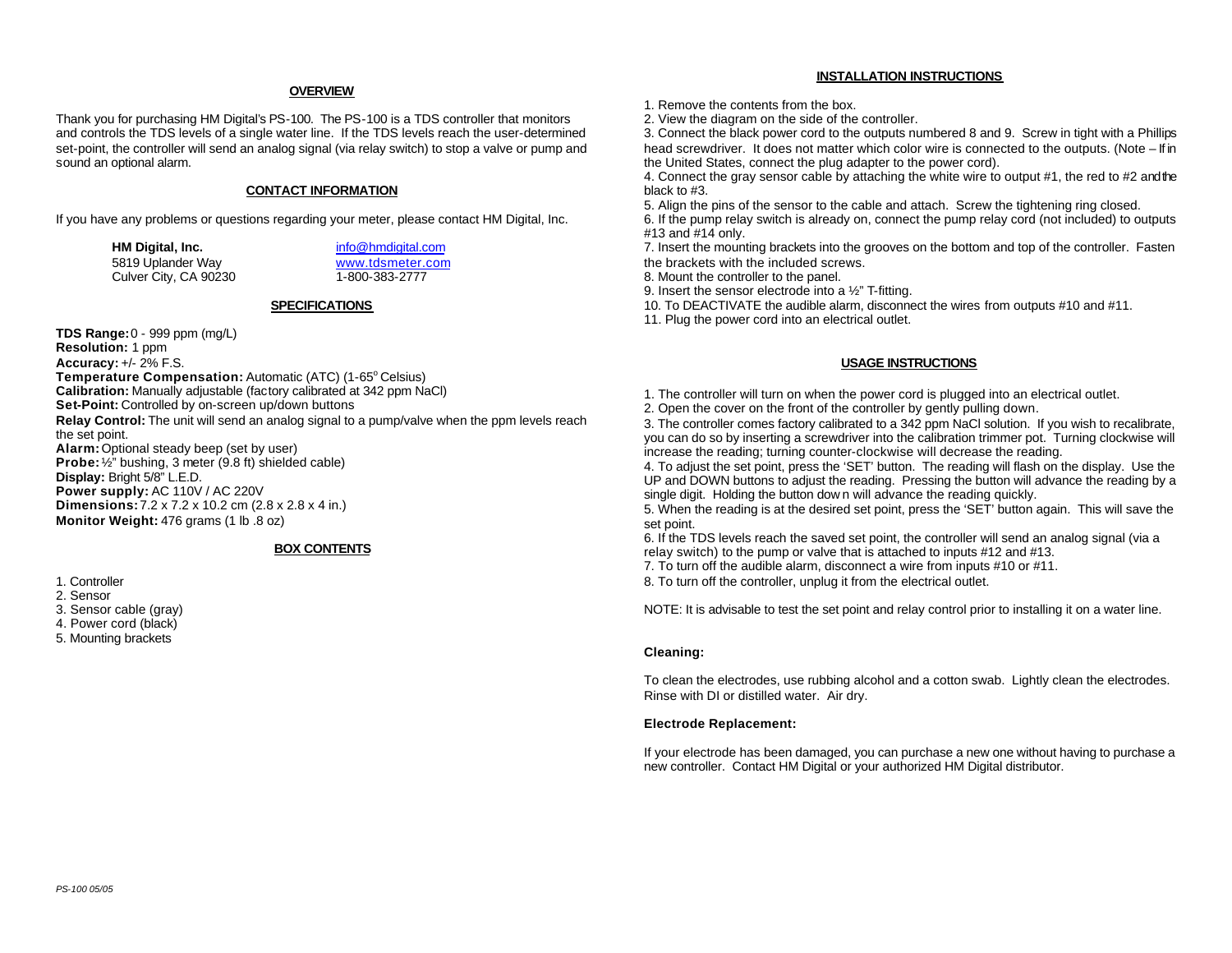## OVERVIEW

Thank you for purchasing HM Digital's PS-100. The PS-100 is a TDS controller that monitors and controls the TDS levels of a single water line. If the TDS levels reach the user-determined set-point, the controller will send an analog signal (via relay switch) to stop a valve or pump and sound an optional alarm.

## CONTACT INFORMATION

If you have any problems or questions regarding your meter, please contact HM Digital, Inc.

| | |
|---|---|
| **HM Digital, Inc.** | info@hmdigital.com |
| 5819 Uplander Way | www.tdsmeter.com |
| Culver City, CA 90230 | 1-800-383-2777 |

## SPECIFICATIONS

**TDS Range:** 0 - 999 ppm (mg/L)
**Resolution:** 1 ppm
**Accuracy:** +/- 2% F.S.
**Temperature Compensation:** Automatic (ATC) (1-65° Celsius)
**Calibration:** Manually adjustable (factory calibrated at 342 ppm NaCl)
**Set-Point:** Controlled by on-screen up/down buttons
**Relay Control:** The unit will send an analog signal to a pump/valve when the ppm levels reach the set point.
**Alarm:** Optional steady beep (set by user)
**Probe:** ½" bushing, 3 meter (9.8 ft) shielded cable)
**Display:** Bright 5/8" L.E.D.
**Power supply:** AC 110V / AC 220V
**Dimensions:** 7.2 x 7.2 x 10.2 cm (2.8 x 2.8 x 4 in.)
**Monitor Weight:** 476 grams (1 lb .8 oz)

## BOX CONTENTS

1. Controller
2. Sensor
3. Sensor cable (gray)
4. Power cord (black)
5. Mounting brackets

## INSTALLATION INSTRUCTIONS

1. Remove the contents from the box.
2. View the diagram on the side of the controller.
3. Connect the black power cord to the outputs numbered 8 and 9. Screw in tight with a Phillips head screwdriver. It does not matter which color wire is connected to the outputs. (Note – If in the United States, connect the plug adapter to the power cord).
4. Connect the gray sensor cable by attaching the white wire to output #1, the red to #2 and the black to #3.
5. Align the pins of the sensor to the cable and attach. Screw the tightening ring closed.
6. If the pump relay switch is already on, connect the pump relay cord (not included) to outputs #13 and #14 only.
7. Insert the mounting brackets into the grooves on the bottom and top of the controller. Fasten the brackets with the included screws.
8. Mount the controller to the panel.
9. Insert the sensor electrode into a ½" T-fitting.
10. To DEACTIVATE the audible alarm, disconnect the wires from outputs #10 and #11.
11. Plug the power cord into an electrical outlet.

## USAGE INSTRUCTIONS

1. The controller will turn on when the power cord is plugged into an electrical outlet.
2. Open the cover on the front of the controller by gently pulling down.
3. The controller comes factory calibrated to a 342 ppm NaCl solution. If you wish to recalibrate, you can do so by inserting a screwdriver into the calibration trimmer pot. Turning clockwise will increase the reading; turning counter-clockwise will decrease the reading.
4. To adjust the set point, press the 'SET' button. The reading will flash on the display. Use the UP and DOWN buttons to adjust the reading. Pressing the button will advance the reading by a single digit. Holding the button down will advance the reading quickly.
5. When the reading is at the desired set point, press the 'SET' button again. This will save the set point.
6. If the TDS levels reach the saved set point, the controller will send an analog signal (via a relay switch) to the pump or valve that is attached to inputs #12 and #13.
7. To turn off the audible alarm, disconnect a wire from inputs #10 or #11.
8. To turn off the controller, unplug it from the electrical outlet.

NOTE: It is advisable to test the set point and relay control prior to installing it on a water line.

### Cleaning:

To clean the electrodes, use rubbing alcohol and a cotton swab. Lightly clean the electrodes. Rinse with DI or distilled water. Air dry.

### Electrode Replacement:

If your electrode has been damaged, you can purchase a new one without having to purchase a new controller. Contact HM Digital or your authorized HM Digital distributor.